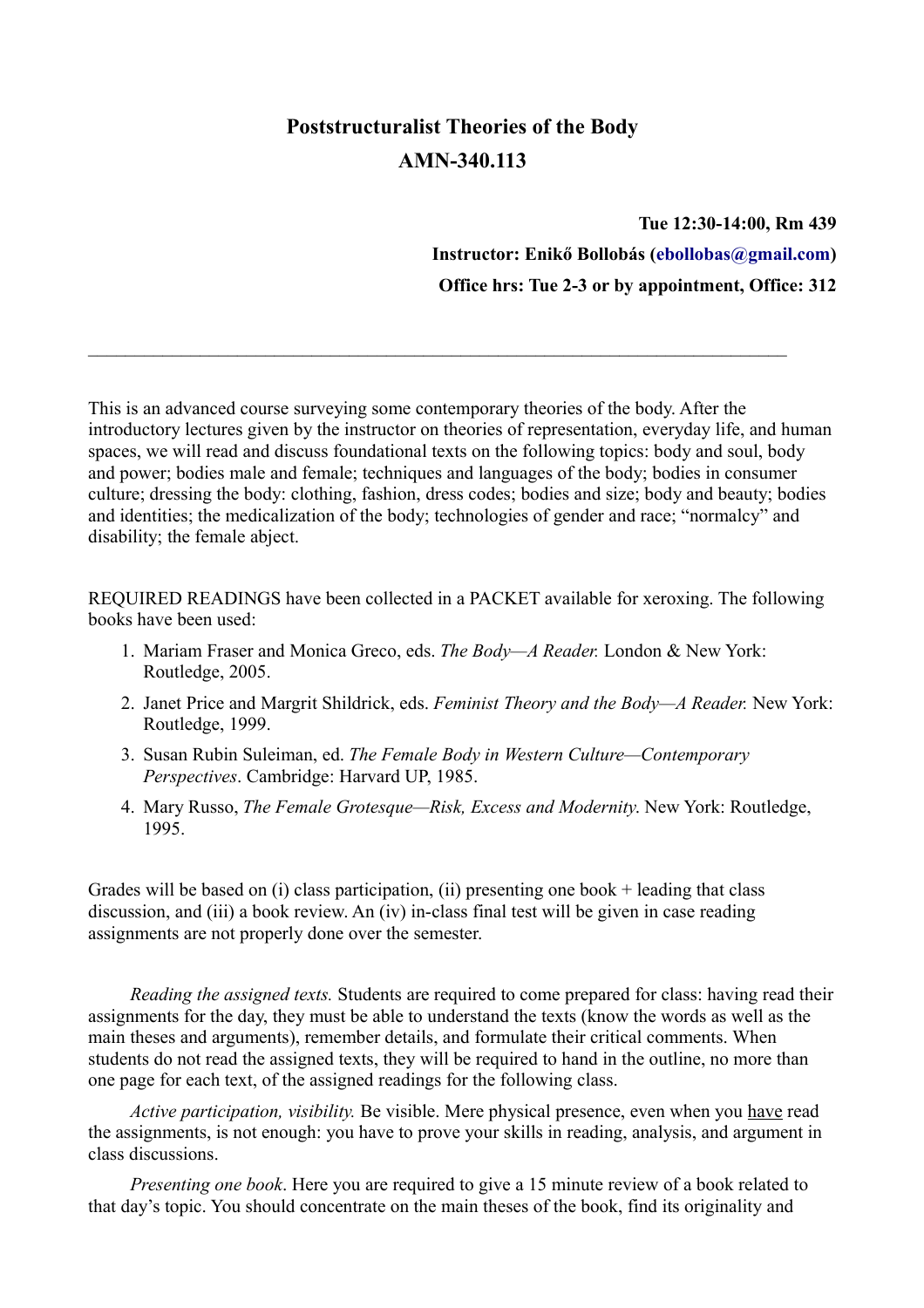# Poststructuralist Theories of the Body
# AMN-340.113

**Tue 12:30-14:00, Rm 439**

**Instructor: Enikő Bollobás (ebollobas@gmail.com)**

**Office hrs: Tue 2-3 or by appointment, Office: 312**

---

This is an advanced course surveying some contemporary theories of the body. After the introductory lectures given by the instructor on theories of representation, everyday life, and human spaces, we will read and discuss foundational texts on the following topics: body and soul, body and power; bodies male and female; techniques and languages of the body; bodies in consumer culture; dressing the body: clothing, fashion, dress codes; bodies and size; body and beauty; bodies and identities; the medicalization of the body; technologies of gender and race; "normalcy" and disability; the female abject.

REQUIRED READINGS have been collected in a PACKET available for xeroxing. The following books have been used:

1. Mariam Fraser and Monica Greco, eds. *The Body—A Reader.* London & New York: Routledge, 2005.
2. Janet Price and Margrit Shildrick, eds. *Feminist Theory and the Body—A Reader.* New York: Routledge, 1999.
3. Susan Rubin Suleiman, ed. *The Female Body in Western Culture—Contemporary Perspectives*. Cambridge: Harvard UP, 1985.
4. Mary Russo, *The Female Grotesque—Risk, Excess and Modernity*. New York: Routledge, 1995.

Grades will be based on (i) class participation, (ii) presenting one book + leading that class discussion, and (iii) a book review. An (iv) in-class final test will be given in case reading assignments are not properly done over the semester.

*Reading the assigned texts.* Students are required to come prepared for class: having read their assignments for the day, they must be able to understand the texts (know the words as well as the main theses and arguments), remember details, and formulate their critical comments. When students do not read the assigned texts, they will be required to hand in the outline, no more than one page for each text, of the assigned readings for the following class.

*Active participation, visibility.* Be visible. Mere physical presence, even when you have read the assignments, is not enough: you have to prove your skills in reading, analysis, and argument in class discussions.

*Presenting one book*. Here you are required to give a 15 minute review of a book related to that day's topic. You should concentrate on the main theses of the book, find its originality and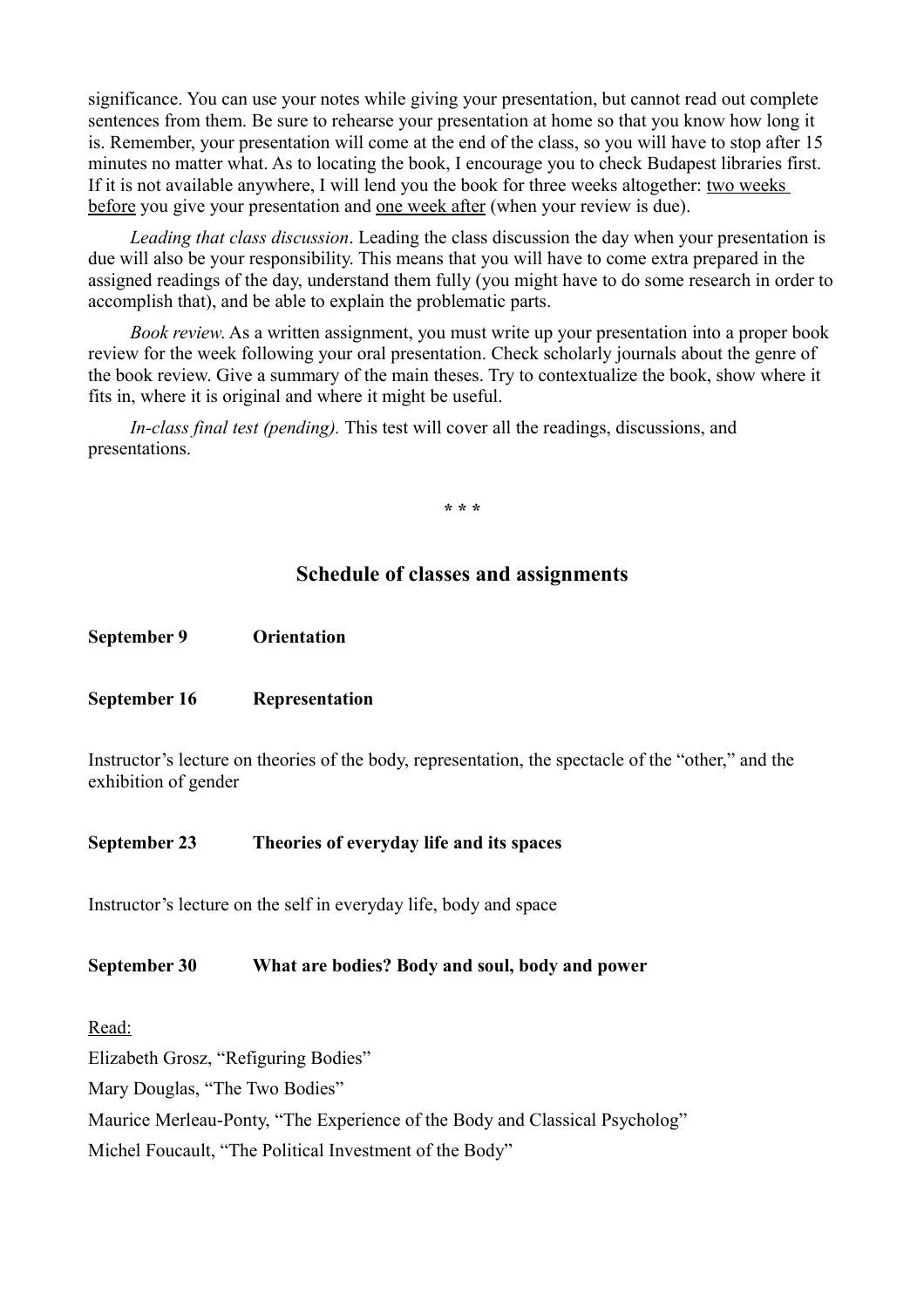significance. You can use your notes while giving your presentation, but cannot read out complete sentences from them. Be sure to rehearse your presentation at home so that you know how long it is. Remember, your presentation will come at the end of the class, so you will have to stop after 15 minutes no matter what. As to locating the book, I encourage you to check Budapest libraries first. If it is not available anywhere, I will lend you the book for three weeks altogether: <u>two weeks before</u> you give your presentation and <u>one week after</u> (when your review is due).

*Leading that class discussion*. Leading the class discussion the day when your presentation is due will also be your responsibility. This means that you will have to come extra prepared in the assigned readings of the day, understand them fully (you might have to do some research in order to accomplish that), and be able to explain the problematic parts.

*Book review*. As a written assignment, you must write up your presentation into a proper book review for the week following your oral presentation. Check scholarly journals about the genre of the book review. Give a summary of the main theses. Try to contextualize the book, show where it fits in, where it is original and where it might be useful.

*In-class final test (pending).* This test will cover all the readings, discussions, and presentations.

\* \* \*

## Schedule of classes and assignments

**September 9 Orientation**

**September 16 Representation**

Instructor's lecture on theories of the body, representation, the spectacle of the "other," and the exhibition of gender

**September 23 Theories of everyday life and its spaces**

Instructor's lecture on the self in everyday life, body and space

**September 30 What are bodies? Body and soul, body and power**

<u>Read:</u>

Elizabeth Grosz, "Refiguring Bodies"

Mary Douglas, "The Two Bodies"

Maurice Merleau-Ponty, "The Experience of the Body and Classical Psycholog"

Michel Foucault, "The Political Investment of the Body"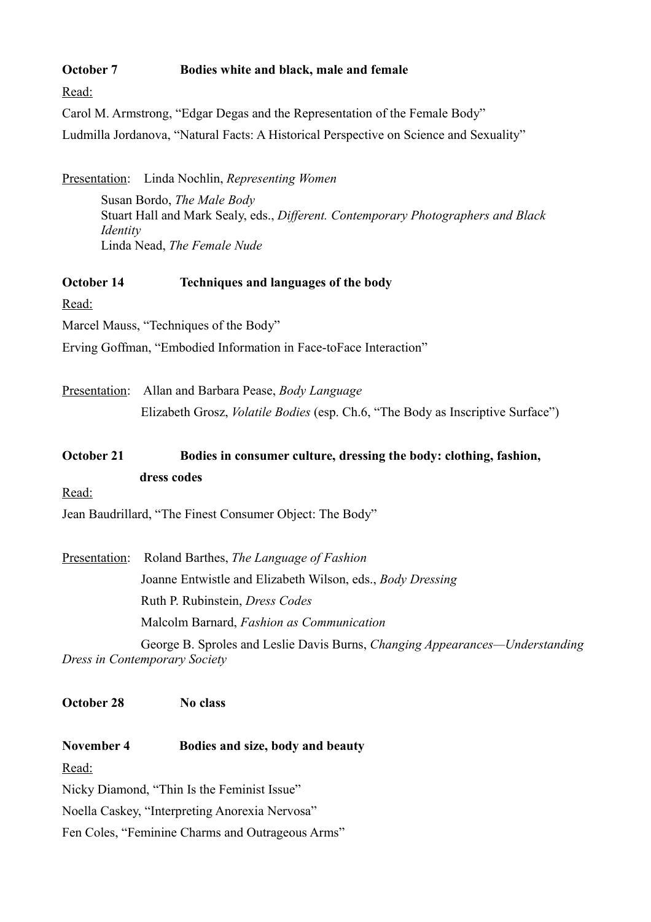**October 7 Bodies white and black, male and female**

Read:

Carol M. Armstrong, "Edgar Degas and the Representation of the Female Body"

Ludmilla Jordanova, "Natural Facts: A Historical Perspective on Science and Sexuality"

Presentation: Linda Nochlin, *Representing Women*

Susan Bordo, *The Male Body*
Stuart Hall and Mark Sealy, eds., *Different. Contemporary Photographers and Black Identity*
Linda Nead, *The Female Nude*

**October 14 Techniques and languages of the body**

Read:

Marcel Mauss, "Techniques of the Body"

Erving Goffman, "Embodied Information in Face-toFace Interaction"

Presentation: Allan and Barbara Pease, *Body Language*

Elizabeth Grosz, *Volatile Bodies* (esp. Ch.6, "The Body as Inscriptive Surface")

**October 21 Bodies in consumer culture, dressing the body: clothing, fashion, dress codes**

Read:

Jean Baudrillard, "The Finest Consumer Object: The Body"

Presentation: Roland Barthes, *The Language of Fashion*

Joanne Entwistle and Elizabeth Wilson, eds., *Body Dressing*

Ruth P. Rubinstein, *Dress Codes*

Malcolm Barnard, *Fashion as Communication*

George B. Sproles and Leslie Davis Burns, *Changing Appearances—Understanding Dress in Contemporary Society*

**October 28 No class**

**November 4 Bodies and size, body and beauty**

Read:

Nicky Diamond, "Thin Is the Feminist Issue"

Noella Caskey, "Interpreting Anorexia Nervosa"

Fen Coles, "Feminine Charms and Outrageous Arms"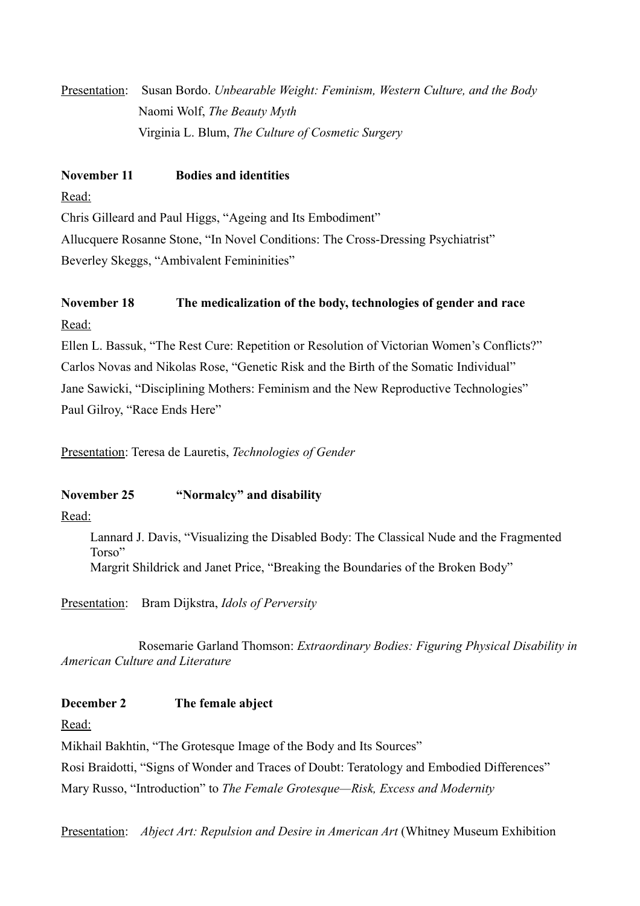<u>Presentation</u>: Susan Bordo. *Unbearable Weight: Feminism, Western Culture, and the Body*
Naomi Wolf, *The Beauty Myth*
Virginia L. Blum, *The Culture of Cosmetic Surgery*

**November 11 Bodies and identities**

<u>Read:</u>

Chris Gilleard and Paul Higgs, "Ageing and Its Embodiment"

Allucquere Rosanne Stone, "In Novel Conditions: The Cross-Dressing Psychiatrist"

Beverley Skeggs, "Ambivalent Femininities"

**November 18 The medicalization of the body, technologies of gender and race**

<u>Read:</u>

Ellen L. Bassuk, "The Rest Cure: Repetition or Resolution of Victorian Women's Conflicts?"

Carlos Novas and Nikolas Rose, "Genetic Risk and the Birth of the Somatic Individual"

Jane Sawicki, "Disciplining Mothers: Feminism and the New Reproductive Technologies"

Paul Gilroy, "Race Ends Here"

<u>Presentation</u>: Teresa de Lauretis, *Technologies of Gender*

**November 25 "Normalcy" and disability**

<u>Read:</u>

Lannard J. Davis, "Visualizing the Disabled Body: The Classical Nude and the Fragmented Torso"

Margrit Shildrick and Janet Price, "Breaking the Boundaries of the Broken Body"

<u>Presentation</u>: Bram Dijkstra, *Idols of Perversity*

Rosemarie Garland Thomson: *Extraordinary Bodies: Figuring Physical Disability in American Culture and Literature*

**December 2 The female abject**

<u>Read:</u>

Mikhail Bakhtin, "The Grotesque Image of the Body and Its Sources"

Rosi Braidotti, "Signs of Wonder and Traces of Doubt: Teratology and Embodied Differences"

Mary Russo, "Introduction" to *The Female Grotesque—Risk, Excess and Modernity*

<u>Presentation</u>: *Abject Art: Repulsion and Desire in American Art* (Whitney Museum Exhibition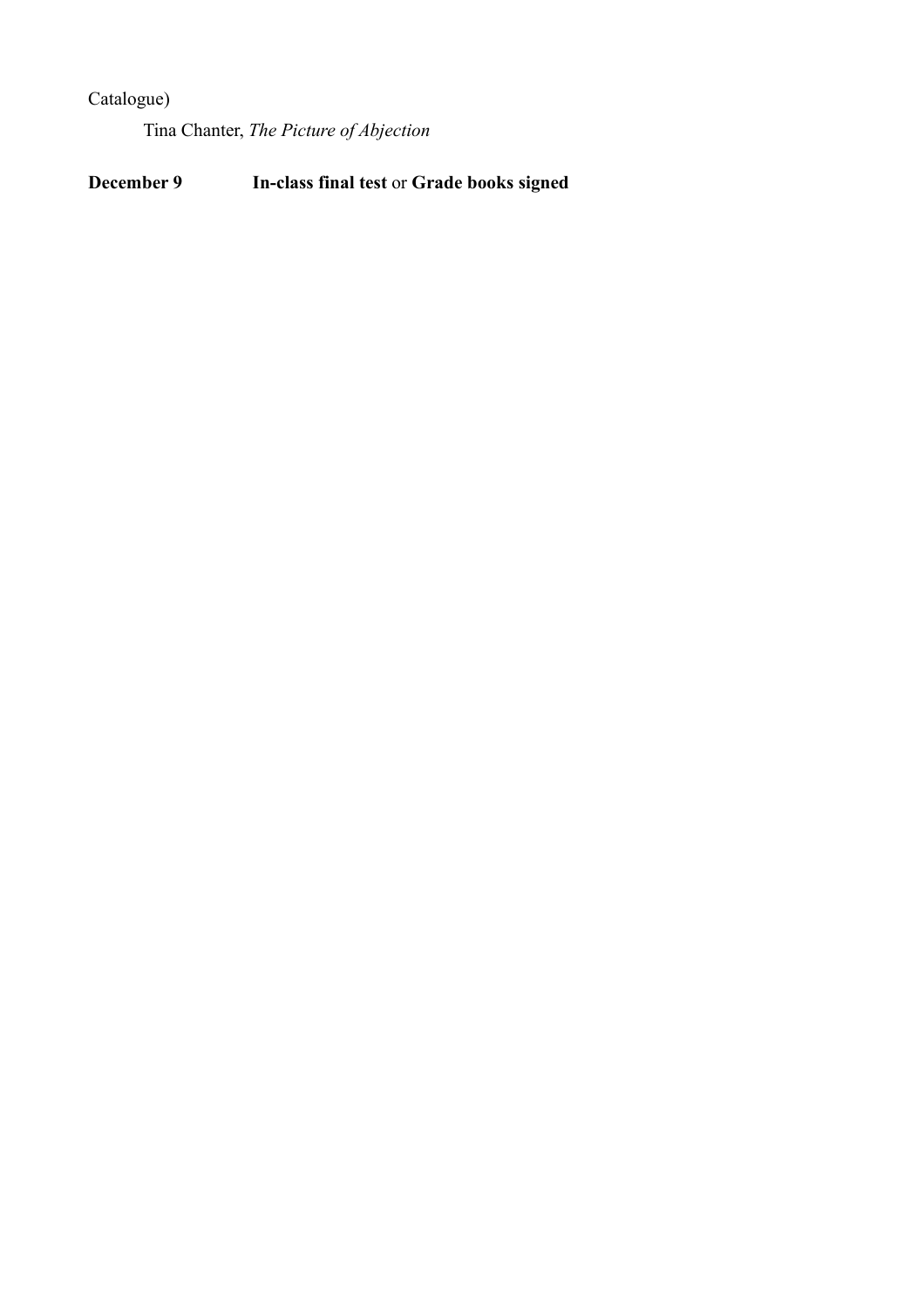Catalogue)

Tina Chanter, *The Picture of Abjection*

**December 9** **In-class final test** or **Grade books signed**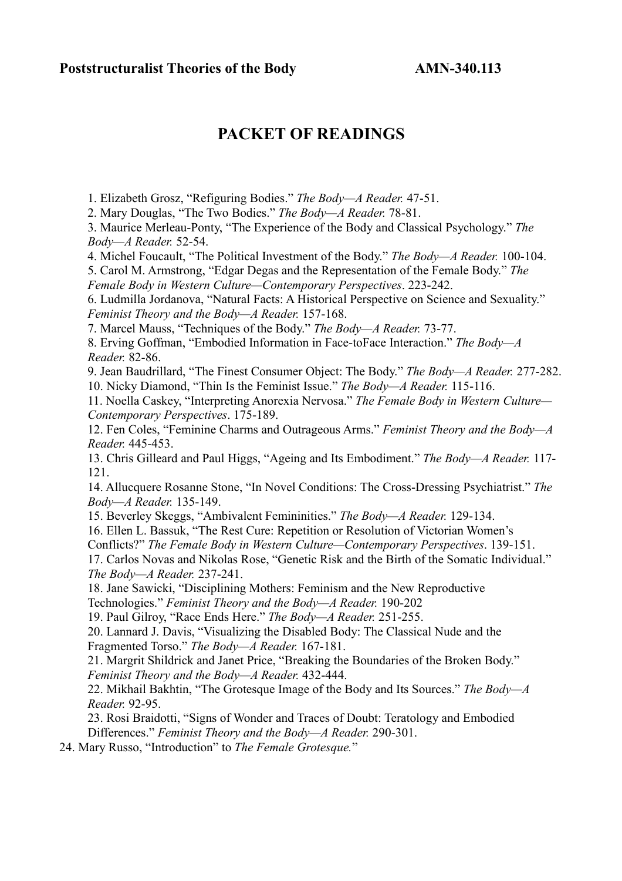**Poststructuralist Theories of the Body AMN-340.113**

# PACKET OF READINGS

1. Elizabeth Grosz, "Refiguring Bodies." *The Body—A Reader.* 47-51.
2. Mary Douglas, "The Two Bodies." *The Body—A Reader.* 78-81.
3. Maurice Merleau-Ponty, "The Experience of the Body and Classical Psychology." *The Body—A Reader.* 52-54.
4. Michel Foucault, "The Political Investment of the Body." *The Body—A Reader.* 100-104.
5. Carol M. Armstrong, "Edgar Degas and the Representation of the Female Body." *The Female Body in Western Culture—Contemporary Perspectives*. 223-242.
6. Ludmilla Jordanova, "Natural Facts: A Historical Perspective on Science and Sexuality." *Feminist Theory and the Body—A Reader.* 157-168.
7. Marcel Mauss, "Techniques of the Body." *The Body—A Reader.* 73-77.
8. Erving Goffman, "Embodied Information in Face-toFace Interaction." *The Body—A Reader.* 82-86.
9. Jean Baudrillard, "The Finest Consumer Object: The Body." *The Body—A Reader.* 277-282.
10. Nicky Diamond, "Thin Is the Feminist Issue." *The Body—A Reader.* 115-116.
11. Noella Caskey, "Interpreting Anorexia Nervosa." *The Female Body in Western Culture—Contemporary Perspectives*. 175-189.
12. Fen Coles, "Feminine Charms and Outrageous Arms." *Feminist Theory and the Body—A Reader.* 445-453.
13. Chris Gilleard and Paul Higgs, "Ageing and Its Embodiment." *The Body—A Reader.* 117-121.
14. Allucquere Rosanne Stone, "In Novel Conditions: The Cross-Dressing Psychiatrist." *The Body—A Reader.* 135-149.
15. Beverley Skeggs, "Ambivalent Femininities." *The Body—A Reader.* 129-134.
16. Ellen L. Bassuk, "The Rest Cure: Repetition or Resolution of Victorian Women's Conflicts?" *The Female Body in Western Culture—Contemporary Perspectives*. 139-151.
17. Carlos Novas and Nikolas Rose, "Genetic Risk and the Birth of the Somatic Individual." *The Body—A Reader.* 237-241.
18. Jane Sawicki, "Disciplining Mothers: Feminism and the New Reproductive Technologies." *Feminist Theory and the Body—A Reader.* 190-202
19. Paul Gilroy, "Race Ends Here." *The Body—A Reader.* 251-255.
20. Lannard J. Davis, "Visualizing the Disabled Body: The Classical Nude and the Fragmented Torso." *The Body—A Reader.* 167-181.
21. Margrit Shildrick and Janet Price, "Breaking the Boundaries of the Broken Body." *Feminist Theory and the Body—A Reader.* 432-444.
22. Mikhail Bakhtin, "The Grotesque Image of the Body and Its Sources." *The Body—A Reader.* 92-95.
23. Rosi Braidotti, "Signs of Wonder and Traces of Doubt: Teratology and Embodied Differences." *Feminist Theory and the Body—A Reader.* 290-301.
24. Mary Russo, "Introduction" to *The Female Grotesque.*"